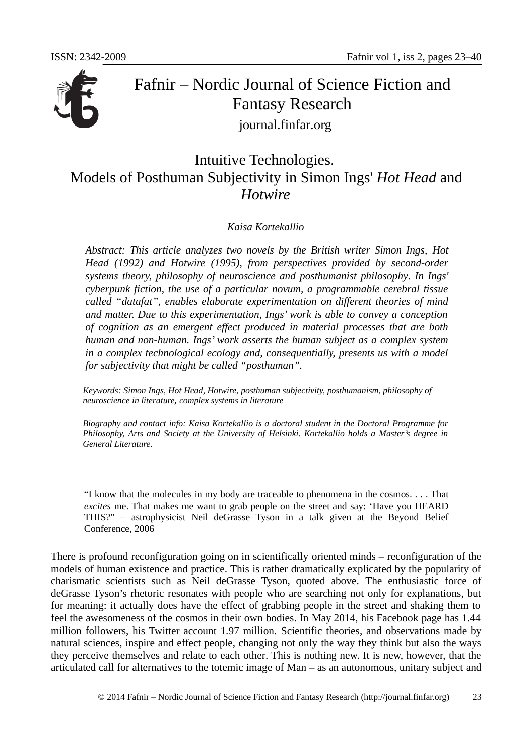# Intuitive Technologies. Models of Posthuman Subjectivity in Simon Ings' *Hot Head* and *Hotwire*

*Kaisa Kortekallio*

*Abstract: This article analyzes two novels by the British writer Simon Ings, Hot Head (1992) and Hotwire (1995), from perspectives provided by second-order systems theory, philosophy of neuroscience and posthumanist philosophy. In Ings' cyberpunk fiction, the use of a particular novum, a programmable cerebral tissue called "datafat", enables elaborate experimentation on different theories of mind and matter. Due to this experimentation, Ings' work is able to convey a conception of cognition as an emergent effect produced in material processes that are both human and non-human. Ings' work asserts the human subject as a complex system in a complex technological ecology and, consequentially, presents us with a model for subjectivity that might be called "posthuman".*

*Keywords: Simon Ings, Hot Head, Hotwire, posthuman subjectivity, posthumanism, philosophy of neuroscience in literature*, ***complex systems in literature***

*Biography and contact info: Kaisa Kortekallio is a doctoral student in the Doctoral Programme for Philosophy, Arts and Society at the University of Helsinki. Kortekallio holds a Master's degree in General Literature.*

> "I know that the molecules in my body are traceable to phenomena in the cosmos. . . . That *excites* me. That makes me want to grab people on the street and say: 'Have you HEARD THIS?" – astrophysicist Neil deGrasse Tyson in a talk given at the Beyond Belief Conference, 2006

There is profound reconfiguration going on in scientifically oriented minds – reconfiguration of the models of human existence and practice. This is rather dramatically explicated by the popularity of charismatic scientists such as Neil deGrasse Tyson, quoted above. The enthusiastic force of deGrasse Tyson's rhetoric resonates with people who are searching not only for explanations, but for meaning: it actually does have the effect of grabbing people in the street and shaking them to feel the awesomeness of the cosmos in their own bodies. In May 2014, his Facebook page has 1.44 million followers, his Twitter account 1.97 million. Scientific theories, and observations made by natural sciences, inspire and effect people, changing not only the way they think but also the ways they perceive themselves and relate to each other. This is nothing new. It is new, however, that the articulated call for alternatives to the totemic image of Man – as an autonomous, unitary subject and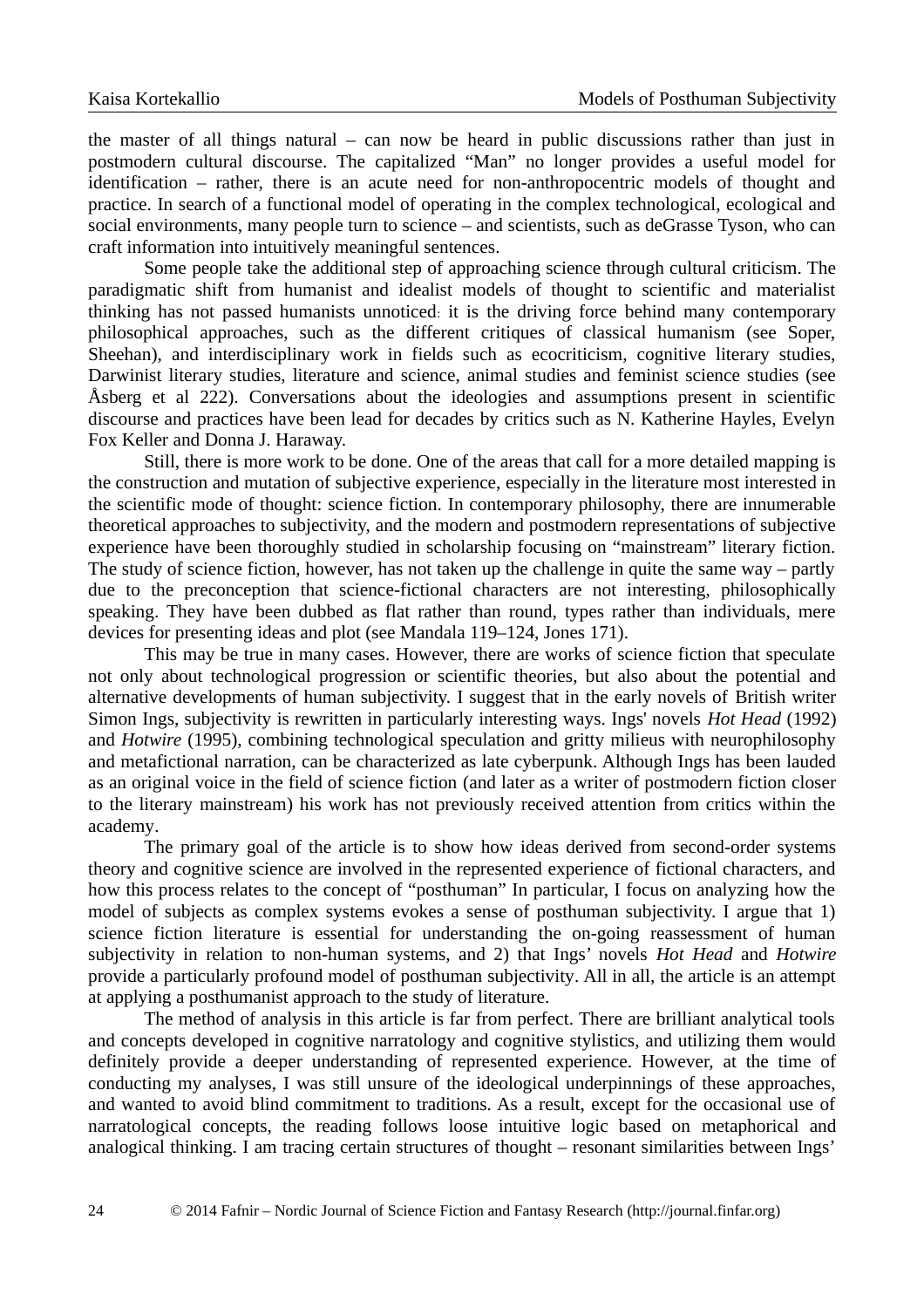the master of all things natural – can now be heard in public discussions rather than just in postmodern cultural discourse. The capitalized "Man" no longer provides a useful model for identification – rather, there is an acute need for non-anthropocentric models of thought and practice. In search of a functional model of operating in the complex technological, ecological and social environments, many people turn to science – and scientists, such as deGrasse Tyson, who can craft information into intuitively meaningful sentences.

Some people take the additional step of approaching science through cultural criticism. The paradigmatic shift from humanist and idealist models of thought to scientific and materialist thinking has not passed humanists unnoticed: it is the driving force behind many contemporary philosophical approaches, such as the different critiques of classical humanism (see Soper, Sheehan), and interdisciplinary work in fields such as ecocriticism, cognitive literary studies, Darwinist literary studies, literature and science, animal studies and feminist science studies (see Åsberg et al 222). Conversations about the ideologies and assumptions present in scientific discourse and practices have been lead for decades by critics such as N. Katherine Hayles, Evelyn Fox Keller and Donna J. Haraway.

Still, there is more work to be done. One of the areas that call for a more detailed mapping is the construction and mutation of subjective experience, especially in the literature most interested in the scientific mode of thought: science fiction. In contemporary philosophy, there are innumerable theoretical approaches to subjectivity, and the modern and postmodern representations of subjective experience have been thoroughly studied in scholarship focusing on "mainstream" literary fiction. The study of science fiction, however, has not taken up the challenge in quite the same way – partly due to the preconception that science-fictional characters are not interesting, philosophically speaking. They have been dubbed as flat rather than round, types rather than individuals, mere devices for presenting ideas and plot (see Mandala 119–124, Jones 171).

This may be true in many cases. However, there are works of science fiction that speculate not only about technological progression or scientific theories, but also about the potential and alternative developments of human subjectivity. I suggest that in the early novels of British writer Simon Ings, subjectivity is rewritten in particularly interesting ways. Ings' novels *Hot Head* (1992) and *Hotwire* (1995), combining technological speculation and gritty milieus with neurophilosophy and metafictional narration, can be characterized as late cyberpunk. Although Ings has been lauded as an original voice in the field of science fiction (and later as a writer of postmodern fiction closer to the literary mainstream) his work has not previously received attention from critics within the academy.

The primary goal of the article is to show how ideas derived from second-order systems theory and cognitive science are involved in the represented experience of fictional characters, and how this process relates to the concept of "posthuman" In particular, I focus on analyzing how the model of subjects as complex systems evokes a sense of posthuman subjectivity. I argue that 1) science fiction literature is essential for understanding the on-going reassessment of human subjectivity in relation to non-human systems, and 2) that Ings' novels *Hot Head* and *Hotwire* provide a particularly profound model of posthuman subjectivity. All in all, the article is an attempt at applying a posthumanist approach to the study of literature.

The method of analysis in this article is far from perfect. There are brilliant analytical tools and concepts developed in cognitive narratology and cognitive stylistics, and utilizing them would definitely provide a deeper understanding of represented experience. However, at the time of conducting my analyses, I was still unsure of the ideological underpinnings of these approaches, and wanted to avoid blind commitment to traditions. As a result, except for the occasional use of narratological concepts, the reading follows loose intuitive logic based on metaphorical and analogical thinking. I am tracing certain structures of thought – resonant similarities between Ings'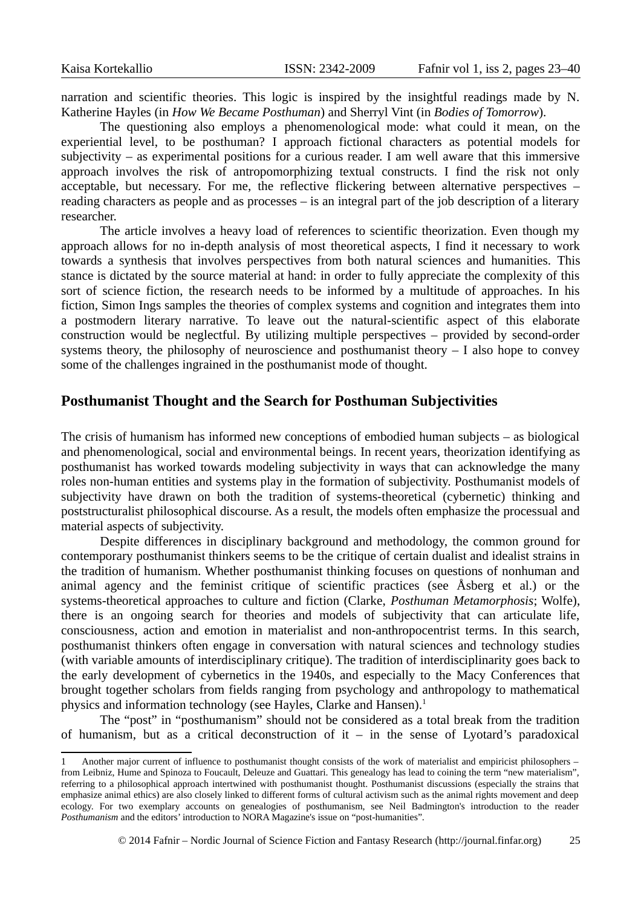narration and scientific theories. This logic is inspired by the insightful readings made by N. Katherine Hayles (in *How We Became Posthuman*) and Sherryl Vint (in *Bodies of Tomorrow*).

The questioning also employs a phenomenological mode: what could it mean, on the experiential level, to be posthuman? I approach fictional characters as potential models for subjectivity – as experimental positions for a curious reader. I am well aware that this immersive approach involves the risk of antropomorphizing textual constructs. I find the risk not only acceptable, but necessary. For me, the reflective flickering between alternative perspectives – reading characters as people and as processes – is an integral part of the job description of a literary researcher.

The article involves a heavy load of references to scientific theorization. Even though my approach allows for no in-depth analysis of most theoretical aspects, I find it necessary to work towards a synthesis that involves perspectives from both natural sciences and humanities. This stance is dictated by the source material at hand: in order to fully appreciate the complexity of this sort of science fiction, the research needs to be informed by a multitude of approaches. In his fiction, Simon Ings samples the theories of complex systems and cognition and integrates them into a postmodern literary narrative. To leave out the natural-scientific aspect of this elaborate construction would be neglectful. By utilizing multiple perspectives – provided by second-order systems theory, the philosophy of neuroscience and posthumanist theory – I also hope to convey some of the challenges ingrained in the posthumanist mode of thought.

## Posthumanist Thought and the Search for Posthuman Subjectivities

The crisis of humanism has informed new conceptions of embodied human subjects – as biological and phenomenological, social and environmental beings. In recent years, theorization identifying as posthumanist has worked towards modeling subjectivity in ways that can acknowledge the many roles non-human entities and systems play in the formation of subjectivity. Posthumanist models of subjectivity have drawn on both the tradition of systems-theoretical (cybernetic) thinking and poststructuralist philosophical discourse. As a result, the models often emphasize the processual and material aspects of subjectivity.

Despite differences in disciplinary background and methodology, the common ground for contemporary posthumanist thinkers seems to be the critique of certain dualist and idealist strains in the tradition of humanism. Whether posthumanist thinking focuses on questions of nonhuman and animal agency and the feminist critique of scientific practices (see Åsberg et al.) or the systems-theoretical approaches to culture and fiction (Clarke, *Posthuman Metamorphosis*; Wolfe), there is an ongoing search for theories and models of subjectivity that can articulate life, consciousness, action and emotion in materialist and non-anthropocentrist terms. In this search, posthumanist thinkers often engage in conversation with natural sciences and technology studies (with variable amounts of interdisciplinary critique). The tradition of interdisciplinarity goes back to the early development of cybernetics in the 1940s, and especially to the Macy Conferences that brought together scholars from fields ranging from psychology and anthropology to mathematical physics and information technology (see Hayles, Clarke and Hansen).[1]

The "post" in "posthumanism" should not be considered as a total break from the tradition of humanism, but as a critical deconstruction of it – in the sense of Lyotard's paradoxical

---

1 Another major current of influence to posthumanist thought consists of the work of materialist and empiricist philosophers – from Leibniz, Hume and Spinoza to Foucault, Deleuze and Guattari. This genealogy has lead to coining the term "new materialism", referring to a philosophical approach intertwined with posthumanist thought. Posthumanist discussions (especially the strains that emphasize animal ethics) are also closely linked to different forms of cultural activism such as the animal rights movement and deep ecology. For two exemplary accounts on genealogies of posthumanism, see Neil Badmington's introduction to the reader *Posthumanism* and the editors' introduction to NORA Magazine's issue on "post-humanities".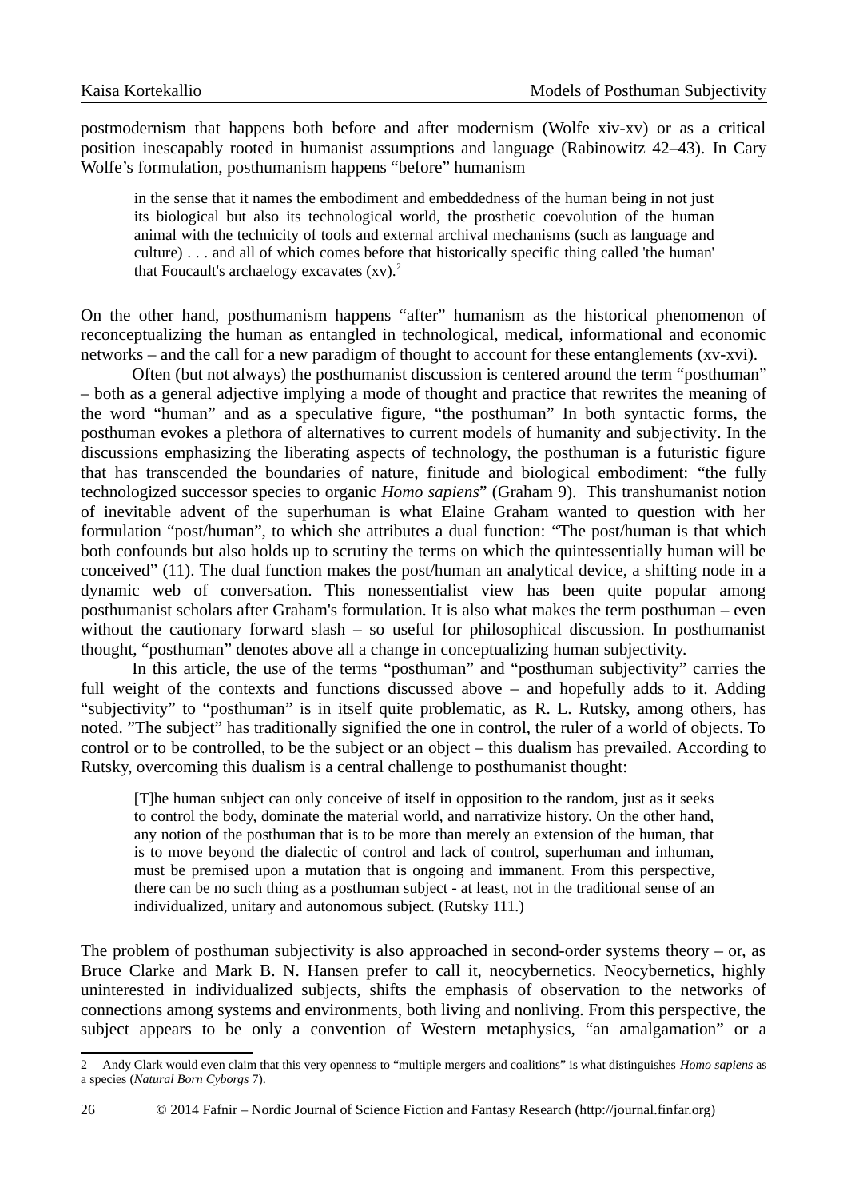postmodernism that happens both before and after modernism (Wolfe xiv-xv) or as a critical position inescapably rooted in humanist assumptions and language (Rabinowitz 42–43). In Cary Wolfe's formulation, posthumanism happens "before" humanism

> in the sense that it names the embodiment and embeddedness of the human being in not just its biological but also its technological world, the prosthetic coevolution of the human animal with the technicity of tools and external archival mechanisms (such as language and culture) . . . and all of which comes before that historically specific thing called 'the human' that Foucault's archaelogy excavates (xv).[2]

On the other hand, posthumanism happens "after" humanism as the historical phenomenon of reconceptualizing the human as entangled in technological, medical, informational and economic networks – and the call for a new paradigm of thought to account for these entanglements (xv-xvi).

Often (but not always) the posthumanist discussion is centered around the term "posthuman" – both as a general adjective implying a mode of thought and practice that rewrites the meaning of the word "human" and as a speculative figure, "the posthuman" In both syntactic forms, the posthuman evokes a plethora of alternatives to current models of humanity and subjectivity. In the discussions emphasizing the liberating aspects of technology, the posthuman is a futuristic figure that has transcended the boundaries of nature, finitude and biological embodiment: "the fully technologized successor species to organic *Homo sapiens*" (Graham 9). This transhumanist notion of inevitable advent of the superhuman is what Elaine Graham wanted to question with her formulation "post/human", to which she attributes a dual function: "The post/human is that which both confounds but also holds up to scrutiny the terms on which the quintessentially human will be conceived" (11). The dual function makes the post/human an analytical device, a shifting node in a dynamic web of conversation. This nonessentialist view has been quite popular among posthumanist scholars after Graham's formulation. It is also what makes the term posthuman – even without the cautionary forward slash – so useful for philosophical discussion. In posthumanist thought, "posthuman" denotes above all a change in conceptualizing human subjectivity.

In this article, the use of the terms "posthuman" and "posthuman subjectivity" carries the full weight of the contexts and functions discussed above – and hopefully adds to it. Adding "subjectivity" to "posthuman" is in itself quite problematic, as R. L. Rutsky, among others, has noted. "The subject" has traditionally signified the one in control, the ruler of a world of objects. To control or to be controlled, to be the subject or an object – this dualism has prevailed. According to Rutsky, overcoming this dualism is a central challenge to posthumanist thought:

> [T]he human subject can only conceive of itself in opposition to the random, just as it seeks to control the body, dominate the material world, and narrativize history. On the other hand, any notion of the posthuman that is to be more than merely an extension of the human, that is to move beyond the dialectic of control and lack of control, superhuman and inhuman, must be premised upon a mutation that is ongoing and immanent. From this perspective, there can be no such thing as a posthuman subject - at least, not in the traditional sense of an individualized, unitary and autonomous subject. (Rutsky 111.)

The problem of posthuman subjectivity is also approached in second-order systems theory – or, as Bruce Clarke and Mark B. N. Hansen prefer to call it, neocybernetics. Neocybernetics, highly uninterested in individualized subjects, shifts the emphasis of observation to the networks of connections among systems and environments, both living and nonliving. From this perspective, the subject appears to be only a convention of Western metaphysics, "an amalgamation" or a

---

2 Andy Clark would even claim that this very openness to "multiple mergers and coalitions" is what distinguishes *Homo sapiens* as a species (*Natural Born Cyborgs* 7).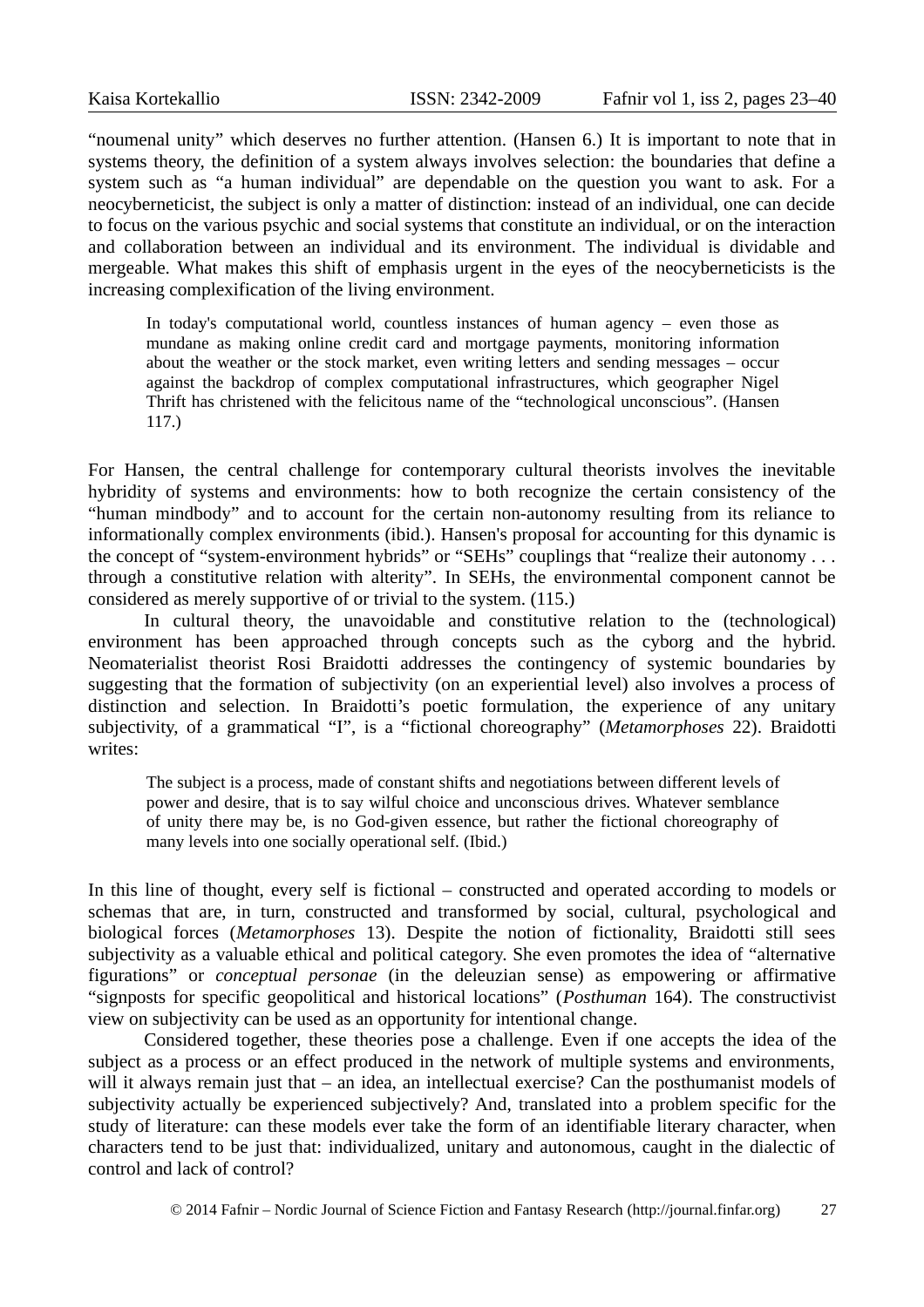"noumenal unity" which deserves no further attention. (Hansen 6.) It is important to note that in systems theory, the definition of a system always involves selection: the boundaries that define a system such as "a human individual" are dependable on the question you want to ask. For a neocyberneticist, the subject is only a matter of distinction: instead of an individual, one can decide to focus on the various psychic and social systems that constitute an individual, or on the interaction and collaboration between an individual and its environment. The individual is dividable and mergeable. What makes this shift of emphasis urgent in the eyes of the neocyberneticists is the increasing complexification of the living environment.

> In today's computational world, countless instances of human agency – even those as mundane as making online credit card and mortgage payments, monitoring information about the weather or the stock market, even writing letters and sending messages – occur against the backdrop of complex computational infrastructures, which geographer Nigel Thrift has christened with the felicitous name of the "technological unconscious". (Hansen 117.)

For Hansen, the central challenge for contemporary cultural theorists involves the inevitable hybridity of systems and environments: how to both recognize the certain consistency of the "human mindbody" and to account for the certain non-autonomy resulting from its reliance to informationally complex environments (ibid.). Hansen's proposal for accounting for this dynamic is the concept of "system-environment hybrids" or "SEHs" couplings that "realize their autonomy . . . through a constitutive relation with alterity". In SEHs, the environmental component cannot be considered as merely supportive of or trivial to the system. (115.)

In cultural theory, the unavoidable and constitutive relation to the (technological) environment has been approached through concepts such as the cyborg and the hybrid. Neomaterialist theorist Rosi Braidotti addresses the contingency of systemic boundaries by suggesting that the formation of subjectivity (on an experiential level) also involves a process of distinction and selection. In Braidotti's poetic formulation, the experience of any unitary subjectivity, of a grammatical "I", is a "fictional choreography" (*Metamorphoses* 22). Braidotti writes:

> The subject is a process, made of constant shifts and negotiations between different levels of power and desire, that is to say wilful choice and unconscious drives. Whatever semblance of unity there may be, is no God-given essence, but rather the fictional choreography of many levels into one socially operational self. (Ibid.)

In this line of thought, every self is fictional – constructed and operated according to models or schemas that are, in turn, constructed and transformed by social, cultural, psychological and biological forces (*Metamorphoses* 13). Despite the notion of fictionality, Braidotti still sees subjectivity as a valuable ethical and political category. She even promotes the idea of "alternative figurations" or *conceptual personae* (in the deleuzian sense) as empowering or affirmative "signposts for specific geopolitical and historical locations" (*Posthuman* 164). The constructivist view on subjectivity can be used as an opportunity for intentional change.

Considered together, these theories pose a challenge. Even if one accepts the idea of the subject as a process or an effect produced in the network of multiple systems and environments, will it always remain just that – an idea, an intellectual exercise? Can the posthumanist models of subjectivity actually be experienced subjectively? And, translated into a problem specific for the study of literature: can these models ever take the form of an identifiable literary character, when characters tend to be just that: individualized, unitary and autonomous, caught in the dialectic of control and lack of control?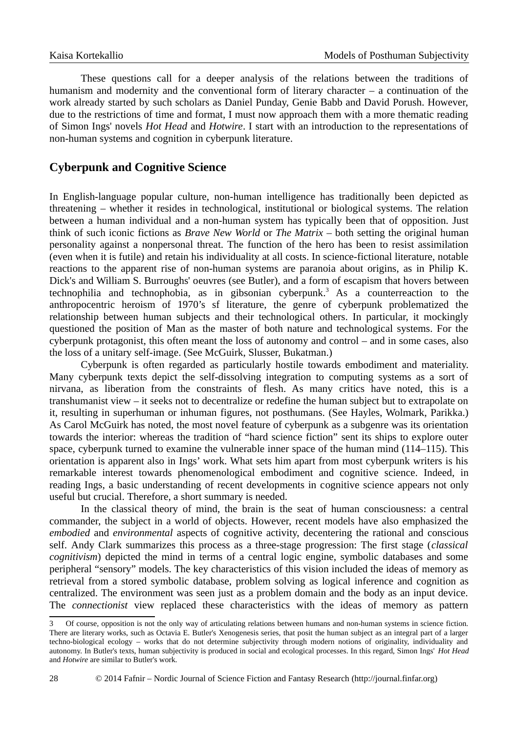These questions call for a deeper analysis of the relations between the traditions of humanism and modernity and the conventional form of literary character – a continuation of the work already started by such scholars as Daniel Punday, Genie Babb and David Porush. However, due to the restrictions of time and format, I must now approach them with a more thematic reading of Simon Ings' novels *Hot Head* and *Hotwire*. I start with an introduction to the representations of non-human systems and cognition in cyberpunk literature.

## Cyberpunk and Cognitive Science

In English-language popular culture, non-human intelligence has traditionally been depicted as threatening – whether it resides in technological, institutional or biological systems. The relation between a human individual and a non-human system has typically been that of opposition. Just think of such iconic fictions as *Brave New World* or *The Matrix* – both setting the original human personality against a nonpersonal threat. The function of the hero has been to resist assimilation (even when it is futile) and retain his individuality at all costs. In science-fictional literature, notable reactions to the apparent rise of non-human systems are paranoia about origins, as in Philip K. Dick's and William S. Burroughs' oeuvres (see Butler), and a form of escapism that hovers between technophilia and technophobia, as in gibsonian cyberpunk.[3] As a counterreaction to the anthropocentric heroism of 1970's sf literature, the genre of cyberpunk problematized the relationship between human subjects and their technological others. In particular, it mockingly questioned the position of Man as the master of both nature and technological systems. For the cyberpunk protagonist, this often meant the loss of autonomy and control – and in some cases, also the loss of a unitary self-image. (See McGuirk, Slusser, Bukatman.)

Cyberpunk is often regarded as particularly hostile towards embodiment and materiality. Many cyberpunk texts depict the self-dissolving integration to computing systems as a sort of nirvana, as liberation from the constraints of flesh. As many critics have noted, this is a transhumanist view – it seeks not to decentralize or redefine the human subject but to extrapolate on it, resulting in superhuman or inhuman figures, not posthumans. (See Hayles, Wolmark, Parikka.) As Carol McGuirk has noted, the most novel feature of cyberpunk as a subgenre was its orientation towards the interior: whereas the tradition of "hard science fiction" sent its ships to explore outer space, cyberpunk turned to examine the vulnerable inner space of the human mind (114–115). This orientation is apparent also in Ings' work. What sets him apart from most cyberpunk writers is his remarkable interest towards phenomenological embodiment and cognitive science. Indeed, in reading Ings, a basic understanding of recent developments in cognitive science appears not only useful but crucial. Therefore, a short summary is needed.

In the classical theory of mind, the brain is the seat of human consciousness: a central commander, the subject in a world of objects. However, recent models have also emphasized the *embodied* and *environmental* aspects of cognitive activity, decentering the rational and conscious self. Andy Clark summarizes this process as a three-stage progression: The first stage (*classical cognitivism*) depicted the mind in terms of a central logic engine, symbolic databases and some peripheral "sensory" models. The key characteristics of this vision included the ideas of memory as retrieval from a stored symbolic database, problem solving as logical inference and cognition as centralized. The environment was seen just as a problem domain and the body as an input device. The *connectionist* view replaced these characteristics with the ideas of memory as pattern

3 Of course, opposition is not the only way of articulating relations between humans and non-human systems in science fiction. There are literary works, such as Octavia E. Butler's Xenogenesis series, that posit the human subject as an integral part of a larger techno-biological ecology – works that do not determine subjectivity through modern notions of originality, individuality and autonomy. In Butler's texts, human subjectivity is produced in social and ecological processes. In this regard, Simon Ings' *Hot Head* and *Hotwire* are similar to Butler's work.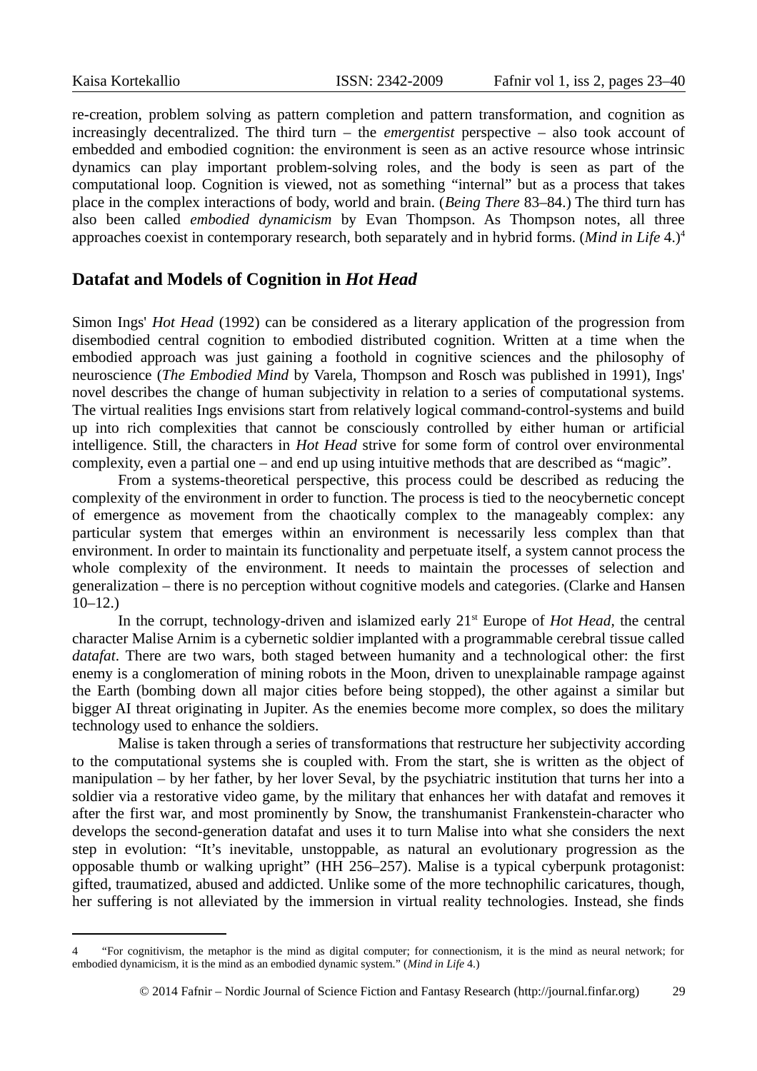re-creation, problem solving as pattern completion and pattern transformation, and cognition as increasingly decentralized. The third turn – the *emergentist* perspective – also took account of embedded and embodied cognition: the environment is seen as an active resource whose intrinsic dynamics can play important problem-solving roles, and the body is seen as part of the computational loop. Cognition is viewed, not as something "internal" but as a process that takes place in the complex interactions of body, world and brain. (*Being There* 83–84.) The third turn has also been called *embodied dynamicism* by Evan Thompson. As Thompson notes, all three approaches coexist in contemporary research, both separately and in hybrid forms. (*Mind in Life* 4.)[4]

## Datafat and Models of Cognition in *Hot Head*

Simon Ings' *Hot Head* (1992) can be considered as a literary application of the progression from disembodied central cognition to embodied distributed cognition. Written at a time when the embodied approach was just gaining a foothold in cognitive sciences and the philosophy of neuroscience (*The Embodied Mind* by Varela, Thompson and Rosch was published in 1991), Ings' novel describes the change of human subjectivity in relation to a series of computational systems. The virtual realities Ings envisions start from relatively logical command-control-systems and build up into rich complexities that cannot be consciously controlled by either human or artificial intelligence. Still, the characters in *Hot Head* strive for some form of control over environmental complexity, even a partial one – and end up using intuitive methods that are described as "magic".

From a systems-theoretical perspective, this process could be described as reducing the complexity of the environment in order to function. The process is tied to the neocybernetic concept of emergence as movement from the chaotically complex to the manageably complex: any particular system that emerges within an environment is necessarily less complex than that environment. In order to maintain its functionality and perpetuate itself, a system cannot process the whole complexity of the environment. It needs to maintain the processes of selection and generalization – there is no perception without cognitive models and categories. (Clarke and Hansen 10–12.)

In the corrupt, technology-driven and islamized early 21st Europe of *Hot Head*, the central character Malise Arnim is a cybernetic soldier implanted with a programmable cerebral tissue called *datafat*. There are two wars, both staged between humanity and a technological other: the first enemy is a conglomeration of mining robots in the Moon, driven to unexplainable rampage against the Earth (bombing down all major cities before being stopped), the other against a similar but bigger AI threat originating in Jupiter. As the enemies become more complex, so does the military technology used to enhance the soldiers.

Malise is taken through a series of transformations that restructure her subjectivity according to the computational systems she is coupled with. From the start, she is written as the object of manipulation – by her father, by her lover Seval, by the psychiatric institution that turns her into a soldier via a restorative video game, by the military that enhances her with datafat and removes it after the first war, and most prominently by Snow, the transhumanist Frankenstein-character who develops the second-generation datafat and uses it to turn Malise into what she considers the next step in evolution: "It's inevitable, unstoppable, as natural an evolutionary progression as the opposable thumb or walking upright" (HH 256–257). Malise is a typical cyberpunk protagonist: gifted, traumatized, abused and addicted. Unlike some of the more technophilic caricatures, though, her suffering is not alleviated by the immersion in virtual reality technologies. Instead, she finds

---

[4] "For cognitivism, the metaphor is the mind as digital computer; for connectionism, it is the mind as neural network; for embodied dynamicism, it is the mind as an embodied dynamic system." (*Mind in Life* 4.)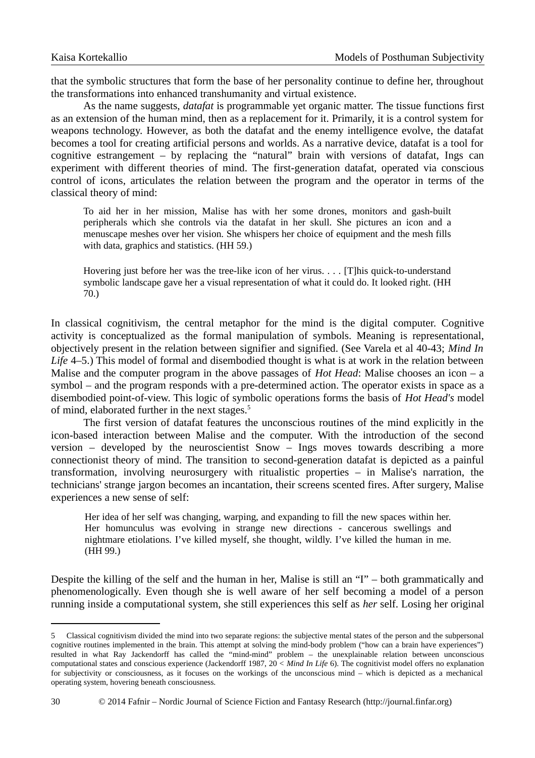that the symbolic structures that form the base of her personality continue to define her, throughout the transformations into enhanced transhumanity and virtual existence.

As the name suggests, *datafat* is programmable yet organic matter. The tissue functions first as an extension of the human mind, then as a replacement for it. Primarily, it is a control system for weapons technology. However, as both the datafat and the enemy intelligence evolve, the datafat becomes a tool for creating artificial persons and worlds. As a narrative device, datafat is a tool for cognitive estrangement – by replacing the "natural" brain with versions of datafat, Ings can experiment with different theories of mind. The first-generation datafat, operated via conscious control of icons, articulates the relation between the program and the operator in terms of the classical theory of mind:

> To aid her in her mission, Malise has with her some drones, monitors and gash-built peripherals which she controls via the datafat in her skull. She pictures an icon and a menuscape meshes over her vision. She whispers her choice of equipment and the mesh fills with data, graphics and statistics. (HH 59.)

> Hovering just before her was the tree-like icon of her virus. . . . [T]his quick-to-understand symbolic landscape gave her a visual representation of what it could do. It looked right. (HH 70.)

In classical cognitivism, the central metaphor for the mind is the digital computer. Cognitive activity is conceptualized as the formal manipulation of symbols. Meaning is representational, objectively present in the relation between signifier and signified. (See Varela et al 40-43; *Mind In Life* 4–5.) This model of formal and disembodied thought is what is at work in the relation between Malise and the computer program in the above passages of *Hot Head*: Malise chooses an icon – a symbol – and the program responds with a pre-determined action. The operator exists in space as a disembodied point-of-view. This logic of symbolic operations forms the basis of *Hot Head's* model of mind, elaborated further in the next stages.[5]

The first version of datafat features the unconscious routines of the mind explicitly in the icon-based interaction between Malise and the computer. With the introduction of the second version – developed by the neuroscientist Snow – Ings moves towards describing a more connectionist theory of mind. The transition to second-generation datafat is depicted as a painful transformation, involving neurosurgery with ritualistic properties – in Malise's narration, the technicians' strange jargon becomes an incantation, their screens scented fires. After surgery, Malise experiences a new sense of self:

> Her idea of her self was changing, warping, and expanding to fill the new spaces within her. Her homunculus was evolving in strange new directions - cancerous swellings and nightmare etiolations. I've killed myself, she thought, wildly. I've killed the human in me. (HH 99.)

Despite the killing of the self and the human in her, Malise is still an "I" – both grammatically and phenomenologically. Even though she is well aware of her self becoming a model of a person running inside a computational system, she still experiences this self as *her* self. Losing her original

---

5 Classical cognitivism divided the mind into two separate regions: the subjective mental states of the person and the subpersonal cognitive routines implemented in the brain. This attempt at solving the mind-body problem ("how can a brain have experiences") resulted in what Ray Jackendorff has called the "mind-mind" problem – the unexplainable relation between unconscious computational states and conscious experience (Jackendorff 1987, 20 < *Mind In Life* 6). The cognitivist model offers no explanation for subjectivity or consciousness, as it focuses on the workings of the unconscious mind – which is depicted as a mechanical operating system, hovering beneath consciousness.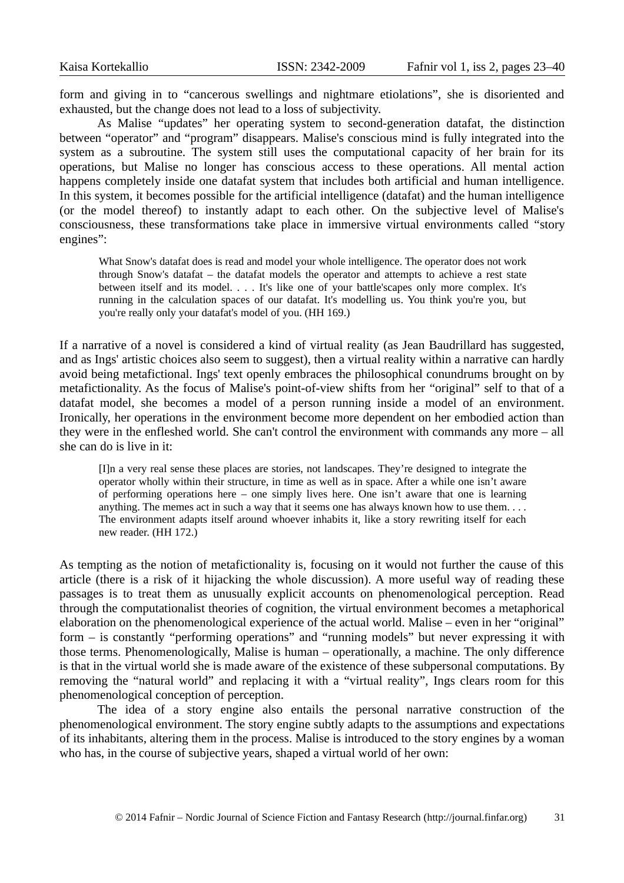form and giving in to “cancerous swellings and nightmare etiolations”, she is disoriented and exhausted, but the change does not lead to a loss of subjectivity.

As Malise “updates” her operating system to second-generation datafat, the distinction between “operator” and “program” disappears. Malise's conscious mind is fully integrated into the system as a subroutine. The system still uses the computational capacity of her brain for its operations, but Malise no longer has conscious access to these operations. All mental action happens completely inside one datafat system that includes both artificial and human intelligence. In this system, it becomes possible for the artificial intelligence (datafat) and the human intelligence (or the model thereof) to instantly adapt to each other. On the subjective level of Malise's consciousness, these transformations take place in immersive virtual environments called “story engines”:

> What Snow's datafat does is read and model your whole intelligence. The operator does not work through Snow's datafat – the datafat models the operator and attempts to achieve a rest state between itself and its model. . . . It's like one of your battle'scapes only more complex. It's running in the calculation spaces of our datafat. It's modelling us. You think you're you, but you're really only your datafat's model of you. (HH 169.)

If a narrative of a novel is considered a kind of virtual reality (as Jean Baudrillard has suggested, and as Ings' artistic choices also seem to suggest), then a virtual reality within a narrative can hardly avoid being metafictional. Ings' text openly embraces the philosophical conundrums brought on by metafictionality. As the focus of Malise's point-of-view shifts from her “original” self to that of a datafat model, she becomes a model of a person running inside a model of an environment. Ironically, her operations in the environment become more dependent on her embodied action than they were in the enfleshed world. She can't control the environment with commands any more – all she can do is live in it:

> [I]n a very real sense these places are stories, not landscapes. They're designed to integrate the operator wholly within their structure, in time as well as in space. After a while one isn't aware of performing operations here – one simply lives here. One isn't aware that one is learning anything. The memes act in such a way that it seems one has always known how to use them. . . . The environment adapts itself around whoever inhabits it, like a story rewriting itself for each new reader. (HH 172.)

As tempting as the notion of metafictionality is, focusing on it would not further the cause of this article (there is a risk of it hijacking the whole discussion). A more useful way of reading these passages is to treat them as unusually explicit accounts on phenomenological perception. Read through the computationalist theories of cognition, the virtual environment becomes a metaphorical elaboration on the phenomenological experience of the actual world. Malise – even in her “original” form – is constantly “performing operations” and “running models” but never expressing it with those terms. Phenomenologically, Malise is human – operationally, a machine. The only difference is that in the virtual world she is made aware of the existence of these subpersonal computations. By removing the “natural world” and replacing it with a “virtual reality”, Ings clears room for this phenomenological conception of perception.

The idea of a story engine also entails the personal narrative construction of the phenomenological environment. The story engine subtly adapts to the assumptions and expectations of its inhabitants, altering them in the process. Malise is introduced to the story engines by a woman who has, in the course of subjective years, shaped a virtual world of her own: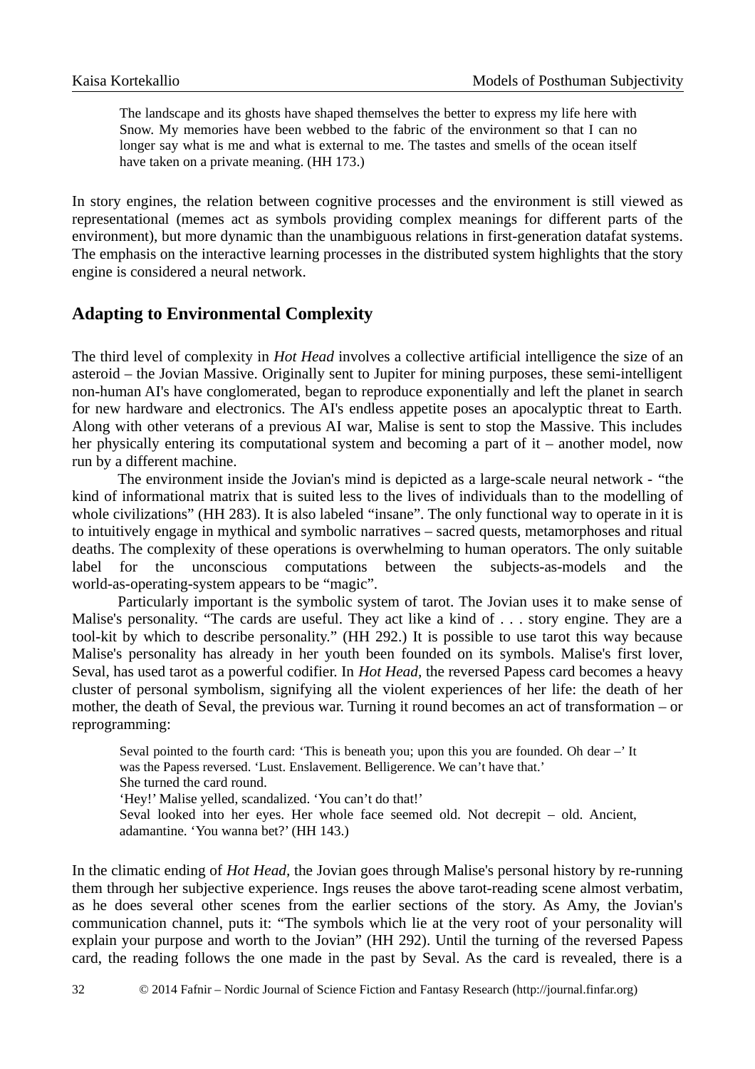> The landscape and its ghosts have shaped themselves the better to express my life here with Snow. My memories have been webbed to the fabric of the environment so that I can no longer say what is me and what is external to me. The tastes and smells of the ocean itself have taken on a private meaning. (HH 173.)

In story engines, the relation between cognitive processes and the environment is still viewed as representational (memes act as symbols providing complex meanings for different parts of the environment), but more dynamic than the unambiguous relations in first-generation datafat systems. The emphasis on the interactive learning processes in the distributed system highlights that the story engine is considered a neural network.

## Adapting to Environmental Complexity

The third level of complexity in *Hot Head* involves a collective artificial intelligence the size of an asteroid – the Jovian Massive. Originally sent to Jupiter for mining purposes, these semi-intelligent non-human AI's have conglomerated, began to reproduce exponentially and left the planet in search for new hardware and electronics. The AI's endless appetite poses an apocalyptic threat to Earth. Along with other veterans of a previous AI war, Malise is sent to stop the Massive. This includes her physically entering its computational system and becoming a part of it – another model, now run by a different machine.

The environment inside the Jovian's mind is depicted as a large-scale neural network - "the kind of informational matrix that is suited less to the lives of individuals than to the modelling of whole civilizations" (HH 283). It is also labeled "insane". The only functional way to operate in it is to intuitively engage in mythical and symbolic narratives – sacred quests, metamorphoses and ritual deaths. The complexity of these operations is overwhelming to human operators. The only suitable label for the unconscious computations between the subjects-as-models and the world-as-operating-system appears to be "magic".

Particularly important is the symbolic system of tarot. The Jovian uses it to make sense of Malise's personality. "The cards are useful. They act like a kind of . . . story engine. They are a tool-kit by which to describe personality." (HH 292.) It is possible to use tarot this way because Malise's personality has already in her youth been founded on its symbols. Malise's first lover, Seval, has used tarot as a powerful codifier. In *Hot Head*, the reversed Papess card becomes a heavy cluster of personal symbolism, signifying all the violent experiences of her life: the death of her mother, the death of Seval, the previous war. Turning it round becomes an act of transformation – or reprogramming:

> Seval pointed to the fourth card: 'This is beneath you; upon this you are founded. Oh dear –' It was the Papess reversed. 'Lust. Enslavement. Belligerence. We can't have that.'
> She turned the card round.
> 'Hey!' Malise yelled, scandalized. 'You can't do that!'
> Seval looked into her eyes. Her whole face seemed old. Not decrepit – old. Ancient, adamantine. 'You wanna bet?' (HH 143.)

In the climatic ending of *Hot Head*, the Jovian goes through Malise's personal history by re-running them through her subjective experience. Ings reuses the above tarot-reading scene almost verbatim, as he does several other scenes from the earlier sections of the story. As Amy, the Jovian's communication channel, puts it: "The symbols which lie at the very root of your personality will explain your purpose and worth to the Jovian" (HH 292). Until the turning of the reversed Papess card, the reading follows the one made in the past by Seval. As the card is revealed, there is a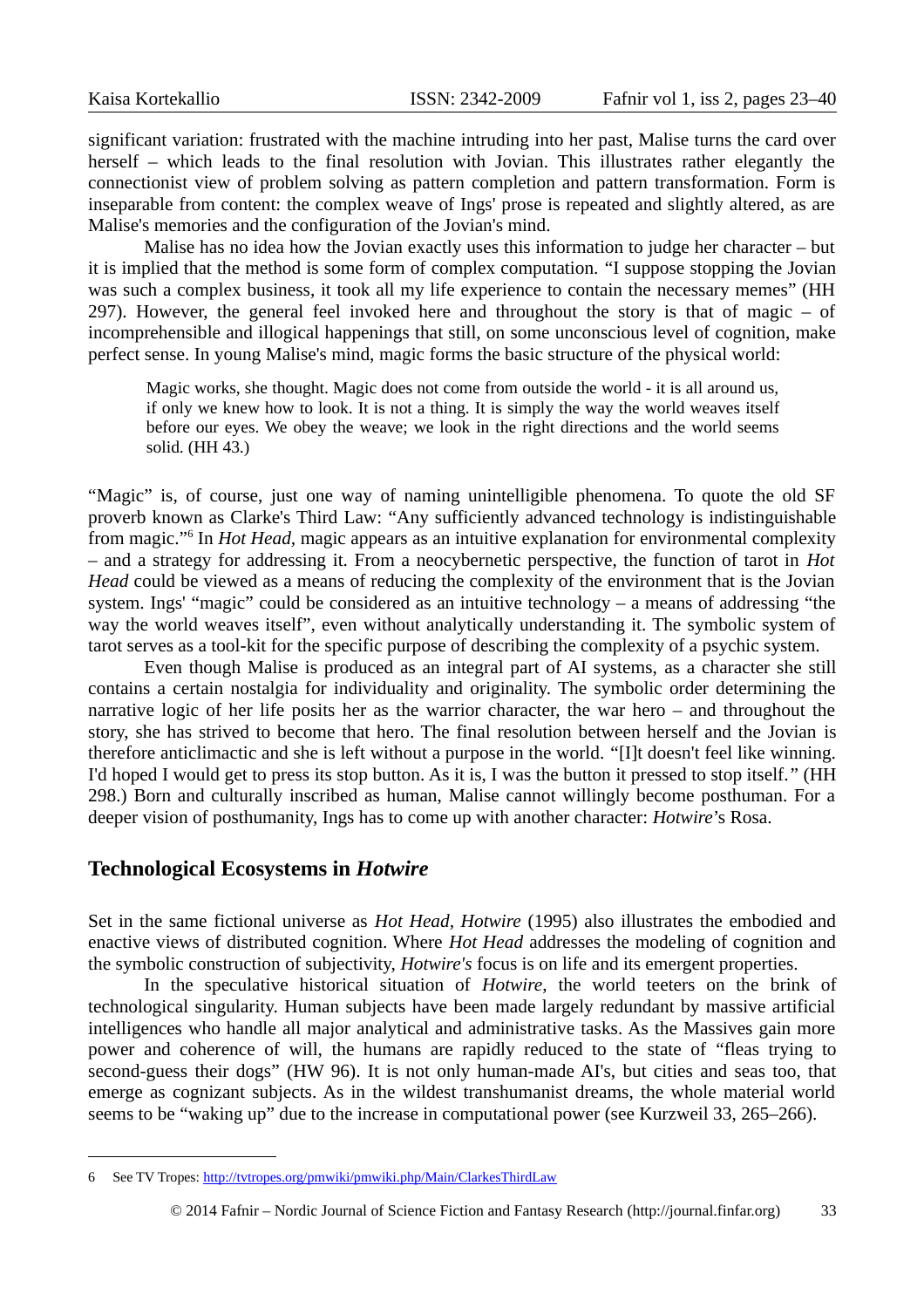significant variation: frustrated with the machine intruding into her past, Malise turns the card over herself – which leads to the final resolution with Jovian. This illustrates rather elegantly the connectionist view of problem solving as pattern completion and pattern transformation. Form is inseparable from content: the complex weave of Ings' prose is repeated and slightly altered, as are Malise's memories and the configuration of the Jovian's mind.

Malise has no idea how the Jovian exactly uses this information to judge her character – but it is implied that the method is some form of complex computation. "I suppose stopping the Jovian was such a complex business, it took all my life experience to contain the necessary memes" (HH 297). However, the general feel invoked here and throughout the story is that of magic – of incomprehensible and illogical happenings that still, on some unconscious level of cognition, make perfect sense. In young Malise's mind, magic forms the basic structure of the physical world:

> Magic works, she thought. Magic does not come from outside the world - it is all around us, if only we knew how to look. It is not a thing. It is simply the way the world weaves itself before our eyes. We obey the weave; we look in the right directions and the world seems solid. (HH 43.)

"Magic" is, of course, just one way of naming unintelligible phenomena. To quote the old SF proverb known as Clarke's Third Law: "Any sufficiently advanced technology is indistinguishable from magic."[6] In *Hot Head,* magic appears as an intuitive explanation for environmental complexity – and a strategy for addressing it. From a neocybernetic perspective, the function of tarot in *Hot Head* could be viewed as a means of reducing the complexity of the environment that is the Jovian system. Ings' "magic" could be considered as an intuitive technology – a means of addressing "the way the world weaves itself", even without analytically understanding it. The symbolic system of tarot serves as a tool-kit for the specific purpose of describing the complexity of a psychic system.

Even though Malise is produced as an integral part of AI systems, as a character she still contains a certain nostalgia for individuality and originality. The symbolic order determining the narrative logic of her life posits her as the warrior character, the war hero – and throughout the story, she has strived to become that hero. The final resolution between herself and the Jovian is therefore anticlimactic and she is left without a purpose in the world. "[I]t doesn't feel like winning. I'd hoped I would get to press its stop button. As it is, I was the button it pressed to stop itself." (HH 298.) Born and culturally inscribed as human, Malise cannot willingly become posthuman. For a deeper vision of posthumanity, Ings has to come up with another character: *Hotwire*'s Rosa.

## Technological Ecosystems in *Hotwire*

Set in the same fictional universe as *Hot Head*, *Hotwire* (1995) also illustrates the embodied and enactive views of distributed cognition. Where *Hot Head* addresses the modeling of cognition and the symbolic construction of subjectivity, *Hotwire's* focus is on life and its emergent properties.

In the speculative historical situation of *Hotwire,* the world teeters on the brink of technological singularity. Human subjects have been made largely redundant by massive artificial intelligences who handle all major analytical and administrative tasks. As the Massives gain more power and coherence of will, the humans are rapidly reduced to the state of "fleas trying to second-guess their dogs" (HW 96). It is not only human-made AI's, but cities and seas too, that emerge as cognizant subjects. As in the wildest transhumanist dreams, the whole material world seems to be "waking up" due to the increase in computational power (see Kurzweil 33, 265–266).

6 See TV Tropes: http://tvtropes.org/pmwiki/pmwiki.php/Main/ClarkesThirdLaw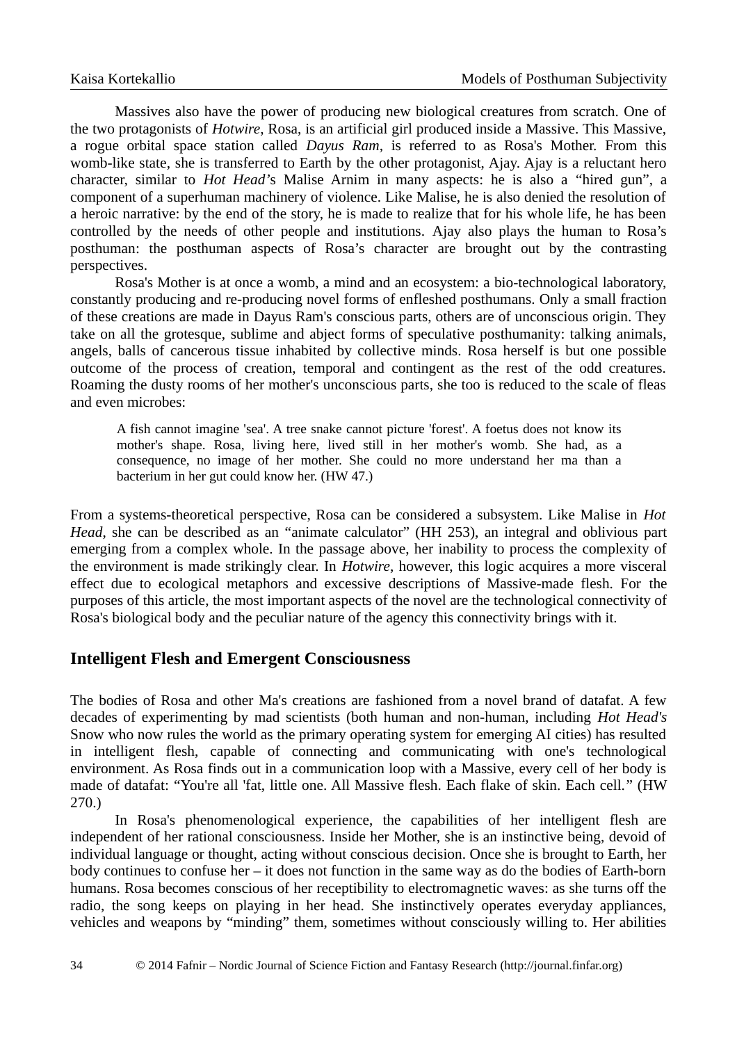Massives also have the power of producing new biological creatures from scratch. One of the two protagonists of *Hotwire*, Rosa, is an artificial girl produced inside a Massive. This Massive, a rogue orbital space station called *Dayus Ram,* is referred to as Rosa's Mother. From this womb-like state, she is transferred to Earth by the other protagonist, Ajay. Ajay is a reluctant hero character, similar to *Hot Head*'s Malise Arnim in many aspects: he is also a "hired gun", a component of a superhuman machinery of violence. Like Malise, he is also denied the resolution of a heroic narrative: by the end of the story, he is made to realize that for his whole life, he has been controlled by the needs of other people and institutions. Ajay also plays the human to Rosa's posthuman: the posthuman aspects of Rosa's character are brought out by the contrasting perspectives.

Rosa's Mother is at once a womb, a mind and an ecosystem: a bio-technological laboratory, constantly producing and re-producing novel forms of enfleshed posthumans. Only a small fraction of these creations are made in Dayus Ram's conscious parts, others are of unconscious origin. They take on all the grotesque, sublime and abject forms of speculative posthumanity: talking animals, angels, balls of cancerous tissue inhabited by collective minds. Rosa herself is but one possible outcome of the process of creation, temporal and contingent as the rest of the odd creatures. Roaming the dusty rooms of her mother's unconscious parts, she too is reduced to the scale of fleas and even microbes:

> A fish cannot imagine 'sea'. A tree snake cannot picture 'forest'. A foetus does not know its mother's shape. Rosa, living here, lived still in her mother's womb. She had, as a consequence, no image of her mother. She could no more understand her ma than a bacterium in her gut could know her. (HW 47.)

From a systems-theoretical perspective, Rosa can be considered a subsystem. Like Malise in *Hot Head*, she can be described as an "animate calculator" (HH 253), an integral and oblivious part emerging from a complex whole. In the passage above, her inability to process the complexity of the environment is made strikingly clear. In *Hotwire*, however, this logic acquires a more visceral effect due to ecological metaphors and excessive descriptions of Massive-made flesh. For the purposes of this article, the most important aspects of the novel are the technological connectivity of Rosa's biological body and the peculiar nature of the agency this connectivity brings with it.

## Intelligent Flesh and Emergent Consciousness

The bodies of Rosa and other Ma's creations are fashioned from a novel brand of datafat. A few decades of experimenting by mad scientists (both human and non-human, including *Hot Head's* Snow who now rules the world as the primary operating system for emerging AI cities) has resulted in intelligent flesh, capable of connecting and communicating with one's technological environment. As Rosa finds out in a communication loop with a Massive, every cell of her body is made of datafat: "You're all 'fat, little one. All Massive flesh. Each flake of skin. Each cell." (HW 270.)

In Rosa's phenomenological experience, the capabilities of her intelligent flesh are independent of her rational consciousness. Inside her Mother, she is an instinctive being, devoid of individual language or thought, acting without conscious decision. Once she is brought to Earth, her body continues to confuse her – it does not function in the same way as do the bodies of Earth-born humans. Rosa becomes conscious of her receptibility to electromagnetic waves: as she turns off the radio, the song keeps on playing in her head. She instinctively operates everyday appliances, vehicles and weapons by "minding" them, sometimes without consciously willing to. Her abilities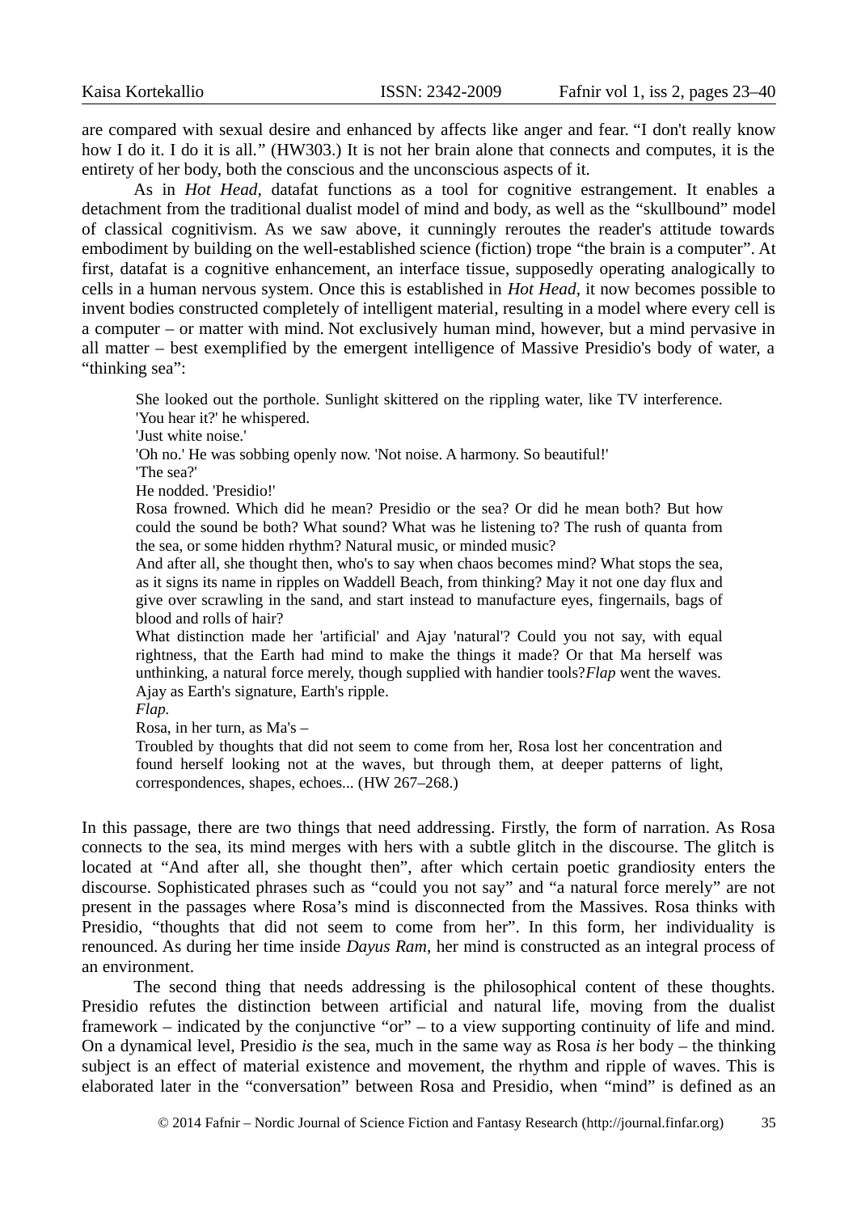are compared with sexual desire and enhanced by affects like anger and fear. "I don't really know how I do it. I do it is all." (HW303.) It is not her brain alone that connects and computes, it is the entirety of her body, both the conscious and the unconscious aspects of it.

As in *Hot Head*, datafat functions as a tool for cognitive estrangement. It enables a detachment from the traditional dualist model of mind and body, as well as the "skullbound" model of classical cognitivism. As we saw above, it cunningly reroutes the reader's attitude towards embodiment by building on the well-established science (fiction) trope "the brain is a computer". At first, datafat is a cognitive enhancement, an interface tissue, supposedly operating analogically to cells in a human nervous system. Once this is established in *Hot Head*, it now becomes possible to invent bodies constructed completely of intelligent material, resulting in a model where every cell is a computer – or matter with mind. Not exclusively human mind, however, but a mind pervasive in all matter – best exemplified by the emergent intelligence of Massive Presidio's body of water, a "thinking sea":

> She looked out the porthole. Sunlight skittered on the rippling water, like TV interference.
> 'You hear it?' he whispered.
> 'Just white noise.'
> 'Oh no.' He was sobbing openly now. 'Not noise. A harmony. So beautiful!'
> 'The sea?'
> He nodded. 'Presidio!'
> Rosa frowned. Which did he mean? Presidio or the sea? Or did he mean both? But how could the sound be both? What sound? What was he listening to? The rush of quanta from the sea, or some hidden rhythm? Natural music, or minded music?
> And after all, she thought then, who's to say when chaos becomes mind? What stops the sea, as it signs its name in ripples on Waddell Beach, from thinking? May it not one day flux and give over scrawling in the sand, and start instead to manufacture eyes, fingernails, bags of blood and rolls of hair?
> What distinction made her 'artificial' and Ajay 'natural'? Could you not say, with equal rightness, that the Earth had mind to make the things it made? Or that Ma herself was unthinking, a natural force merely, though supplied with handier tools?*Flap* went the waves.
> Ajay as Earth's signature, Earth's ripple.
> *Flap.*
> Rosa, in her turn, as Ma's –
> Troubled by thoughts that did not seem to come from her, Rosa lost her concentration and found herself looking not at the waves, but through them, at deeper patterns of light, correspondences, shapes, echoes... (HW 267–268.)

In this passage, there are two things that need addressing. Firstly, the form of narration. As Rosa connects to the sea, its mind merges with hers with a subtle glitch in the discourse. The glitch is located at "And after all, she thought then", after which certain poetic grandiosity enters the discourse. Sophisticated phrases such as "could you not say" and "a natural force merely" are not present in the passages where Rosa's mind is disconnected from the Massives. Rosa thinks with Presidio, "thoughts that did not seem to come from her". In this form, her individuality is renounced. As during her time inside *Dayus Ram*, her mind is constructed as an integral process of an environment.

The second thing that needs addressing is the philosophical content of these thoughts. Presidio refutes the distinction between artificial and natural life, moving from the dualist framework – indicated by the conjunctive "or" – to a view supporting continuity of life and mind. On a dynamical level, Presidio *is* the sea, much in the same way as Rosa *is* her body – the thinking subject is an effect of material existence and movement, the rhythm and ripple of waves. This is elaborated later in the "conversation" between Rosa and Presidio, when "mind" is defined as an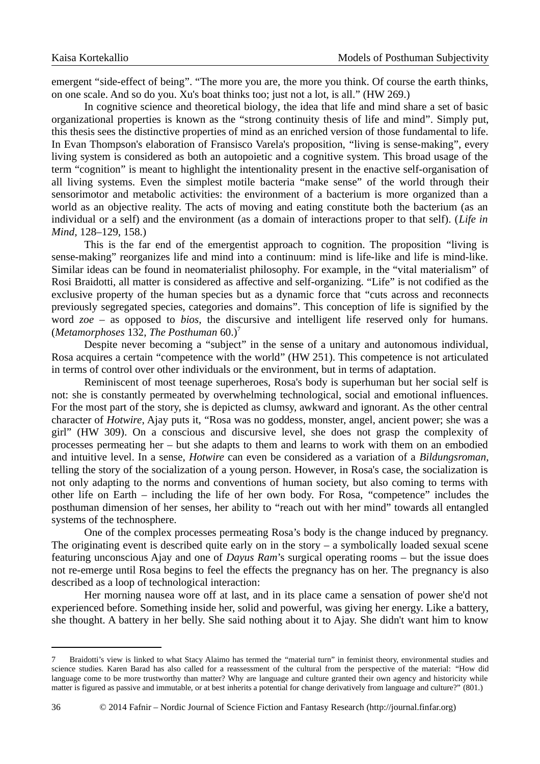emergent "side-effect of being". "The more you are, the more you think. Of course the earth thinks, on one scale. And so do you. Xu's boat thinks too; just not a lot, is all." (HW 269.)

In cognitive science and theoretical biology, the idea that life and mind share a set of basic organizational properties is known as the "strong continuity thesis of life and mind". Simply put, this thesis sees the distinctive properties of mind as an enriched version of those fundamental to life. In Evan Thompson's elaboration of Fransisco Varela's proposition, "living is sense-making", every living system is considered as both an autopoietic and a cognitive system. This broad usage of the term "cognition" is meant to highlight the intentionality present in the enactive self-organisation of all living systems. Even the simplest motile bacteria "make sense" of the world through their sensorimotor and metabolic activities: the environment of a bacterium is more organized than a world as an objective reality. The acts of moving and eating constitute both the bacterium (as an individual or a self) and the environment (as a domain of interactions proper to that self). (*Life in Mind*, 128–129, 158.)

This is the far end of the emergentist approach to cognition. The proposition "living is sense-making" reorganizes life and mind into a continuum: mind is life-like and life is mind-like. Similar ideas can be found in neomaterialist philosophy. For example, in the "vital materialism" of Rosi Braidotti, all matter is considered as affective and self-organizing. "Life" is not codified as the exclusive property of the human species but as a dynamic force that "cuts across and reconnects previously segregated species, categories and domains". This conception of life is signified by the word *zoe* – as opposed to *bios*, the discursive and intelligent life reserved only for humans. (*Metamorphoses* 132, *The Posthuman* 60.)[7]

Despite never becoming a "subject" in the sense of a unitary and autonomous individual, Rosa acquires a certain "competence with the world" (HW 251). This competence is not articulated in terms of control over other individuals or the environment, but in terms of adaptation.

Reminiscent of most teenage superheroes, Rosa's body is superhuman but her social self is not: she is constantly permeated by overwhelming technological, social and emotional influences. For the most part of the story, she is depicted as clumsy, awkward and ignorant. As the other central character of *Hotwire*, Ajay puts it, "Rosa was no goddess, monster, angel, ancient power; she was a girl" (HW 309). On a conscious and discursive level, she does not grasp the complexity of processes permeating her – but she adapts to them and learns to work with them on an embodied and intuitive level. In a sense, *Hotwire* can even be considered as a variation of a *Bildungsroman*, telling the story of the socialization of a young person. However, in Rosa's case, the socialization is not only adapting to the norms and conventions of human society, but also coming to terms with other life on Earth – including the life of her own body. For Rosa, "competence" includes the posthuman dimension of her senses, her ability to "reach out with her mind" towards all entangled systems of the technosphere.

One of the complex processes permeating Rosa's body is the change induced by pregnancy. The originating event is described quite early on in the story – a symbolically loaded sexual scene featuring unconscious Ajay and one of *Dayus Ram*'s surgical operating rooms – but the issue does not re-emerge until Rosa begins to feel the effects the pregnancy has on her. The pregnancy is also described as a loop of technological interaction:

Her morning nausea wore off at last, and in its place came a sensation of power she'd not experienced before. Something inside her, solid and powerful, was giving her energy. Like a battery, she thought. A battery in her belly. She said nothing about it to Ajay. She didn't want him to know

---

7 Braidotti's view is linked to what Stacy Alaimo has termed the "material turn" in feminist theory, environmental studies and science studies. Karen Barad has also called for a reassessment of the cultural from the perspective of the material: "How did language come to be more trustworthy than matter? Why are language and culture granted their own agency and historicity while matter is figured as passive and immutable, or at best inherits a potential for change derivatively from language and culture?" (801.)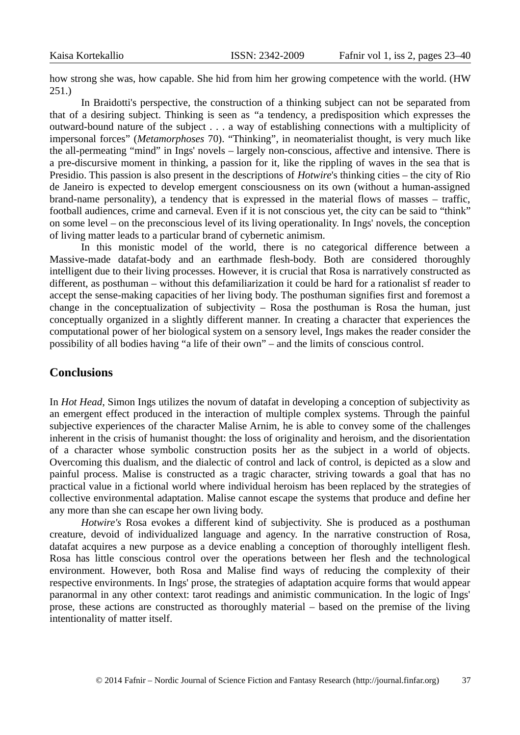how strong she was, how capable. She hid from him her growing competence with the world. (HW 251.)

In Braidotti's perspective, the construction of a thinking subject can not be separated from that of a desiring subject. Thinking is seen as "a tendency, a predisposition which expresses the outward-bound nature of the subject . . . a way of establishing connections with a multiplicity of impersonal forces" (*Metamorphoses* 70). "Thinking", in neomaterialist thought, is very much like the all-permeating "mind" in Ings' novels – largely non-conscious, affective and intensive. There is a pre-discursive moment in thinking, a passion for it, like the rippling of waves in the sea that is Presidio. This passion is also present in the descriptions of *Hotwire*'s thinking cities – the city of Rio de Janeiro is expected to develop emergent consciousness on its own (without a human-assigned brand-name personality), a tendency that is expressed in the material flows of masses – traffic, football audiences, crime and carneval. Even if it is not conscious yet, the city can be said to "think" on some level – on the preconscious level of its living operationality. In Ings' novels, the conception of living matter leads to a particular brand of cybernetic animism.

In this monistic model of the world, there is no categorical difference between a Massive-made datafat-body and an earthmade flesh-body. Both are considered thoroughly intelligent due to their living processes. However, it is crucial that Rosa is narratively constructed as different, as posthuman – without this defamiliarization it could be hard for a rationalist sf reader to accept the sense-making capacities of her living body. The posthuman signifies first and foremost a change in the conceptualization of subjectivity – Rosa the posthuman is Rosa the human, just conceptually organized in a slightly different manner. In creating a character that experiences the computational power of her biological system on a sensory level, Ings makes the reader consider the possibility of all bodies having "a life of their own" – and the limits of conscious control.

## Conclusions

In *Hot Head*, Simon Ings utilizes the novum of datafat in developing a conception of subjectivity as an emergent effect produced in the interaction of multiple complex systems. Through the painful subjective experiences of the character Malise Arnim, he is able to convey some of the challenges inherent in the crisis of humanist thought: the loss of originality and heroism, and the disorientation of a character whose symbolic construction posits her as the subject in a world of objects. Overcoming this dualism, and the dialectic of control and lack of control, is depicted as a slow and painful process. Malise is constructed as a tragic character, striving towards a goal that has no practical value in a fictional world where individual heroism has been replaced by the strategies of collective environmental adaptation. Malise cannot escape the systems that produce and define her any more than she can escape her own living body.

*Hotwire's* Rosa evokes a different kind of subjectivity. She is produced as a posthuman creature, devoid of individualized language and agency. In the narrative construction of Rosa, datafat acquires a new purpose as a device enabling a conception of thoroughly intelligent flesh. Rosa has little conscious control over the operations between her flesh and the technological environment. However, both Rosa and Malise find ways of reducing the complexity of their respective environments. In Ings' prose, the strategies of adaptation acquire forms that would appear paranormal in any other context: tarot readings and animistic communication. In the logic of Ings' prose, these actions are constructed as thoroughly material – based on the premise of the living intentionality of matter itself.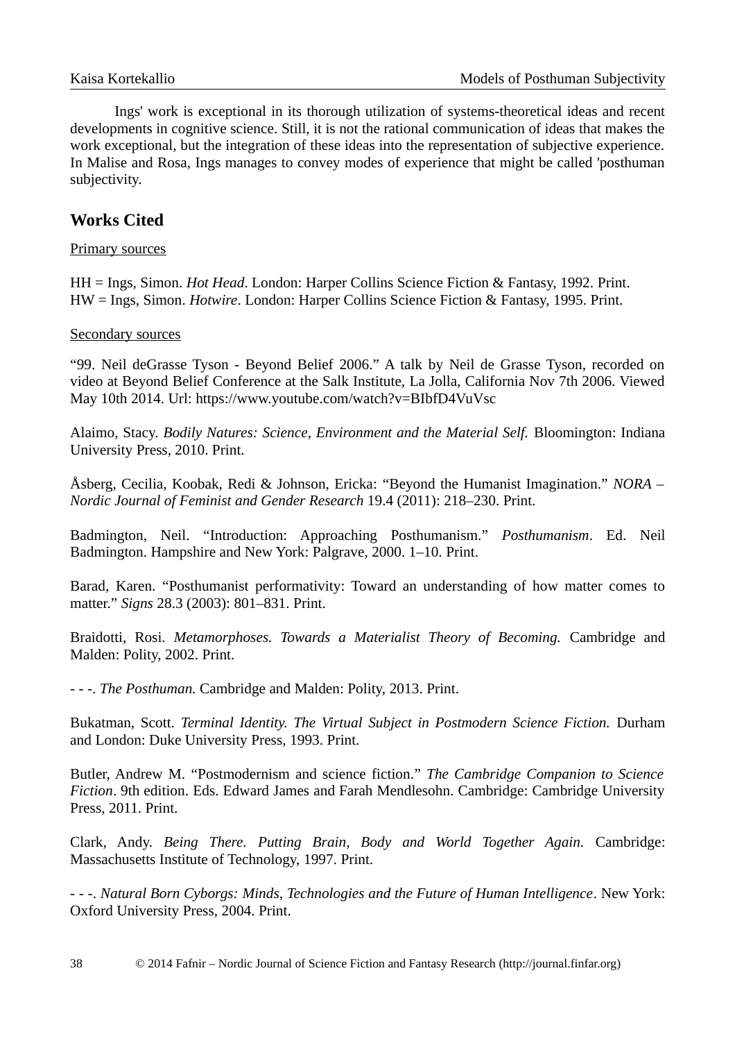Ings' work is exceptional in its thorough utilization of systems-theoretical ideas and recent developments in cognitive science. Still, it is not the rational communication of ideas that makes the work exceptional, but the integration of these ideas into the representation of subjective experience. In Malise and Rosa, Ings manages to convey modes of experience that might be called 'posthuman subjectivity.

## Works Cited

Primary sources

HH = Ings, Simon. *Hot Head*. London: Harper Collins Science Fiction & Fantasy, 1992. Print.
HW = Ings, Simon. *Hotwire*. London: Harper Collins Science Fiction & Fantasy, 1995. Print.

Secondary sources

“99. Neil deGrasse Tyson - Beyond Belief 2006.” A talk by Neil de Grasse Tyson, recorded on video at Beyond Belief Conference at the Salk Institute, La Jolla, California Nov 7th 2006. Viewed May 10th 2014. Url: https://www.youtube.com/watch?v=BIbfD4VuVsc

Alaimo, Stacy. *Bodily Natures: Science, Environment and the Material Self.* Bloomington: Indiana University Press, 2010. Print.

Åsberg, Cecilia, Koobak, Redi & Johnson, Ericka: “Beyond the Humanist Imagination.” *NORA – Nordic Journal of Feminist and Gender Research* 19.4 (2011): 218–230. Print.

Badmington, Neil. “Introduction: Approaching Posthumanism.” *Posthumanism*. Ed. Neil Badmington. Hampshire and New York: Palgrave, 2000. 1–10. Print.

Barad, Karen. “Posthumanist performativity: Toward an understanding of how matter comes to matter.” *Signs* 28.3 (2003): 801–831. Print.

Braidotti, Rosi. *Metamorphoses. Towards a Materialist Theory of Becoming.* Cambridge and Malden: Polity, 2002. Print.

- - -. *The Posthuman.* Cambridge and Malden: Polity, 2013. Print.

Bukatman, Scott. *Terminal Identity. The Virtual Subject in Postmodern Science Fiction.* Durham and London: Duke University Press, 1993. Print.

Butler, Andrew M. “Postmodernism and science fiction.” *The Cambridge Companion to Science Fiction*. 9th edition. Eds. Edward James and Farah Mendlesohn. Cambridge: Cambridge University Press, 2011. Print.

Clark, Andy. *Being There. Putting Brain, Body and World Together Again.* Cambridge: Massachusetts Institute of Technology, 1997. Print.

- - -. *Natural Born Cyborgs: Minds, Technologies and the Future of Human Intelligence*. New York: Oxford University Press, 2004. Print.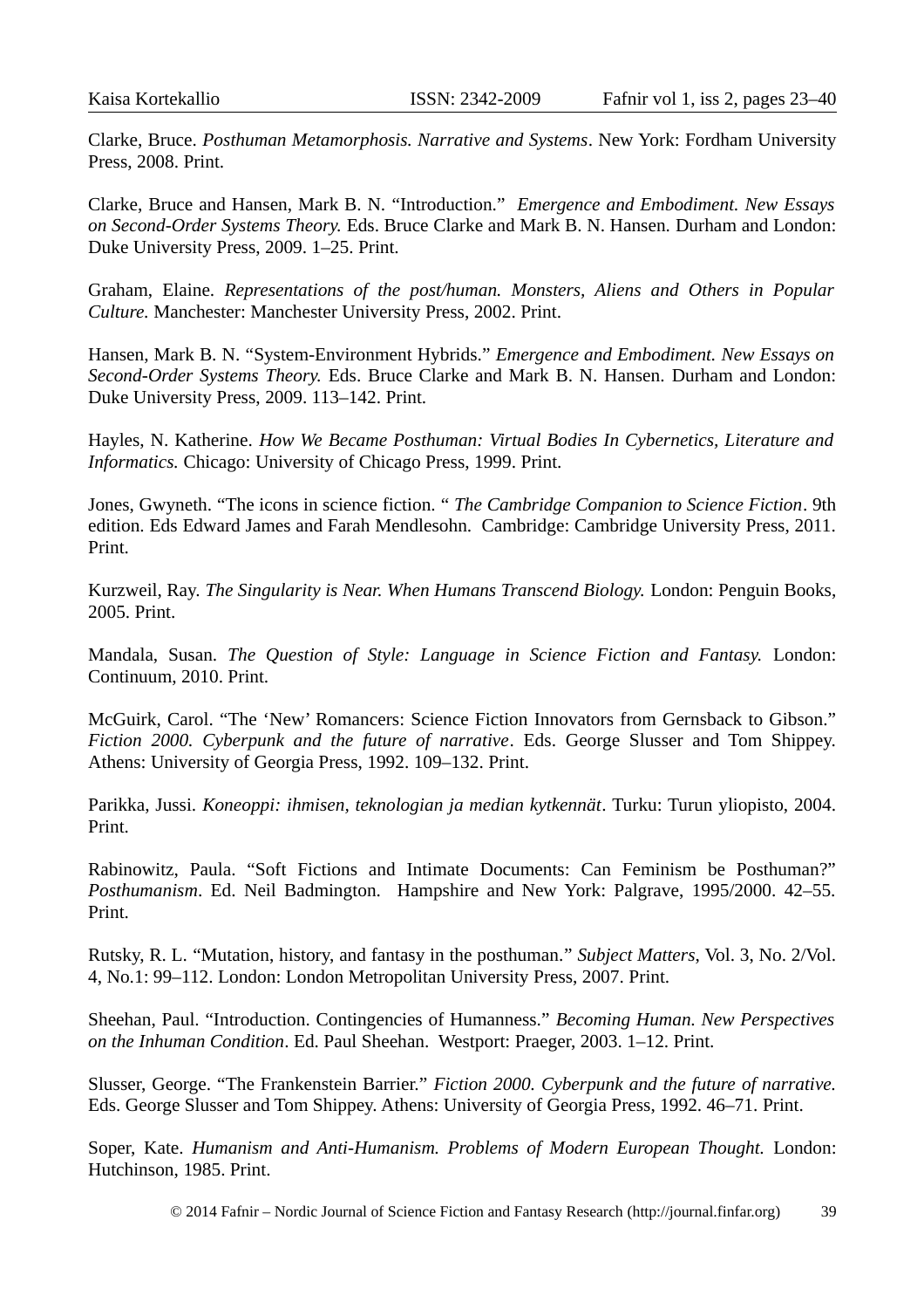Clarke, Bruce. *Posthuman Metamorphosis. Narrative and Systems*. New York: Fordham University Press, 2008. Print.

Clarke, Bruce and Hansen, Mark B. N. "Introduction." *Emergence and Embodiment. New Essays on Second-Order Systems Theory.* Eds. Bruce Clarke and Mark B. N. Hansen. Durham and London: Duke University Press, 2009. 1–25. Print.

Graham, Elaine. *Representations of the post/human. Monsters, Aliens and Others in Popular Culture.* Manchester: Manchester University Press, 2002. Print.

Hansen, Mark B. N. "System-Environment Hybrids." *Emergence and Embodiment. New Essays on Second-Order Systems Theory.* Eds. Bruce Clarke and Mark B. N. Hansen. Durham and London: Duke University Press, 2009. 113–142. Print.

Hayles, N. Katherine. *How We Became Posthuman: Virtual Bodies In Cybernetics, Literature and Informatics.* Chicago: University of Chicago Press, 1999. Print.

Jones, Gwyneth. "The icons in science fiction. " *The Cambridge Companion to Science Fiction*. 9th edition. Eds Edward James and Farah Mendlesohn. Cambridge: Cambridge University Press, 2011. Print.

Kurzweil, Ray. *The Singularity is Near. When Humans Transcend Biology.* London: Penguin Books, 2005. Print.

Mandala, Susan. *The Question of Style: Language in Science Fiction and Fantasy.* London: Continuum, 2010. Print.

McGuirk, Carol. "The 'New' Romancers: Science Fiction Innovators from Gernsback to Gibson." *Fiction 2000. Cyberpunk and the future of narrative*. Eds. George Slusser and Tom Shippey. Athens: University of Georgia Press, 1992. 109–132. Print.

Parikka, Jussi. *Koneoppi: ihmisen, teknologian ja median kytkennät*. Turku: Turun yliopisto, 2004. Print.

Rabinowitz, Paula. "Soft Fictions and Intimate Documents: Can Feminism be Posthuman?" *Posthumanism*. Ed. Neil Badmington. Hampshire and New York: Palgrave, 1995/2000. 42–55. Print.

Rutsky, R. L. "Mutation, history, and fantasy in the posthuman." *Subject Matters*, Vol. 3, No. 2/Vol. 4, No.1: 99–112. London: London Metropolitan University Press, 2007. Print.

Sheehan, Paul. "Introduction. Contingencies of Humanness." *Becoming Human. New Perspectives on the Inhuman Condition*. Ed. Paul Sheehan. Westport: Praeger, 2003. 1–12. Print.

Slusser, George. "The Frankenstein Barrier." *Fiction 2000. Cyberpunk and the future of narrative.* Eds. George Slusser and Tom Shippey. Athens: University of Georgia Press, 1992. 46–71. Print.

Soper, Kate. *Humanism and Anti-Humanism. Problems of Modern European Thought.* London: Hutchinson, 1985. Print.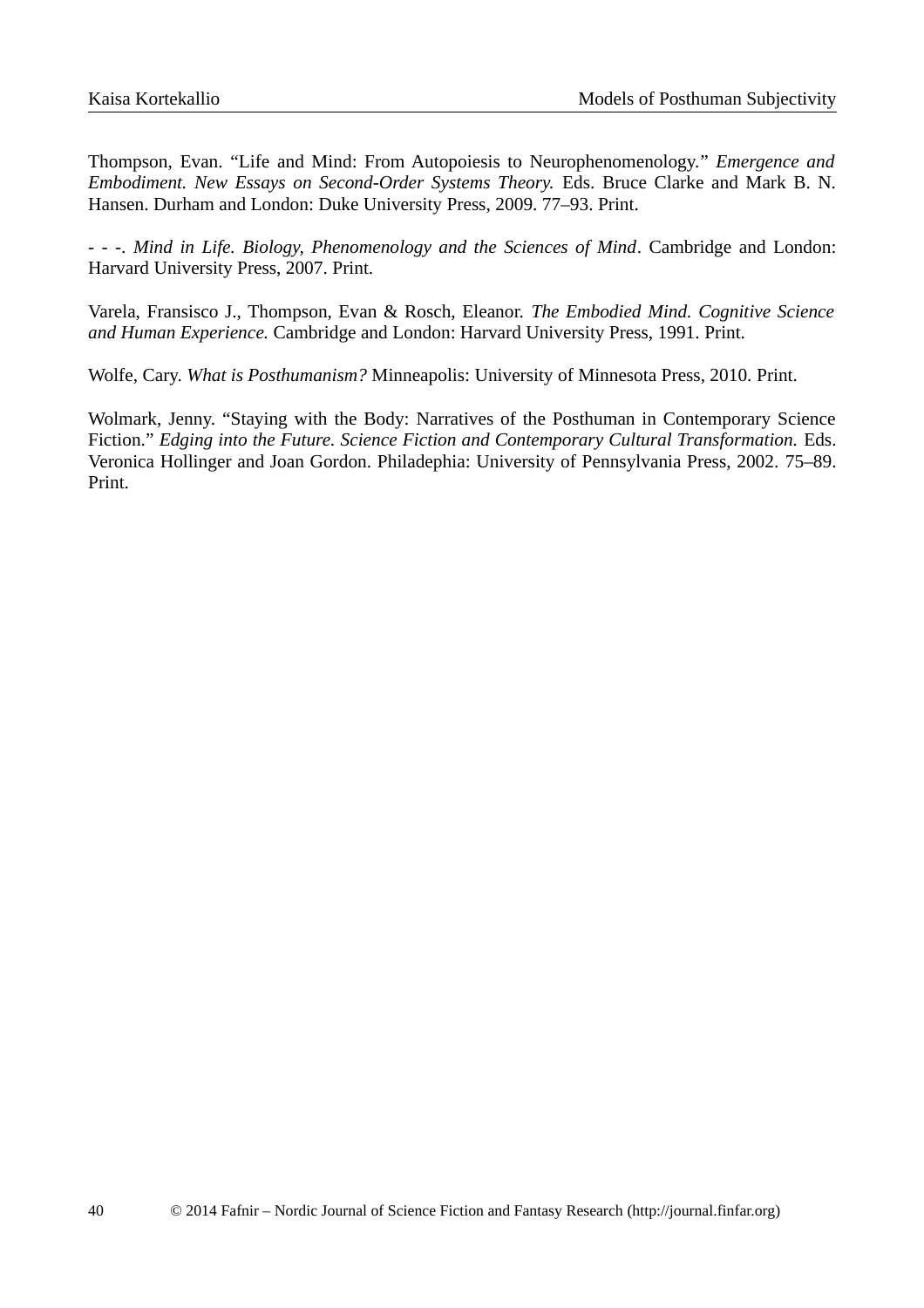Thompson, Evan. “Life and Mind: From Autopoiesis to Neurophenomenology.” *Emergence and Embodiment. New Essays on Second-Order Systems Theory.* Eds. Bruce Clarke and Mark B. N. Hansen. Durham and London: Duke University Press, 2009. 77–93. Print.

- - -. *Mind in Life. Biology, Phenomenology and the Sciences of Mind*. Cambridge and London: Harvard University Press, 2007. Print.

Varela, Fransisco J., Thompson, Evan & Rosch, Eleanor. *The Embodied Mind. Cognitive Science and Human Experience.* Cambridge and London: Harvard University Press, 1991. Print.

Wolfe, Cary. *What is Posthumanism?* Minneapolis: University of Minnesota Press, 2010. Print.

Wolmark, Jenny. “Staying with the Body: Narratives of the Posthuman in Contemporary Science Fiction.” *Edging into the Future. Science Fiction and Contemporary Cultural Transformation.* Eds. Veronica Hollinger and Joan Gordon. Philadephia: University of Pennsylvania Press, 2002. 75–89. Print.